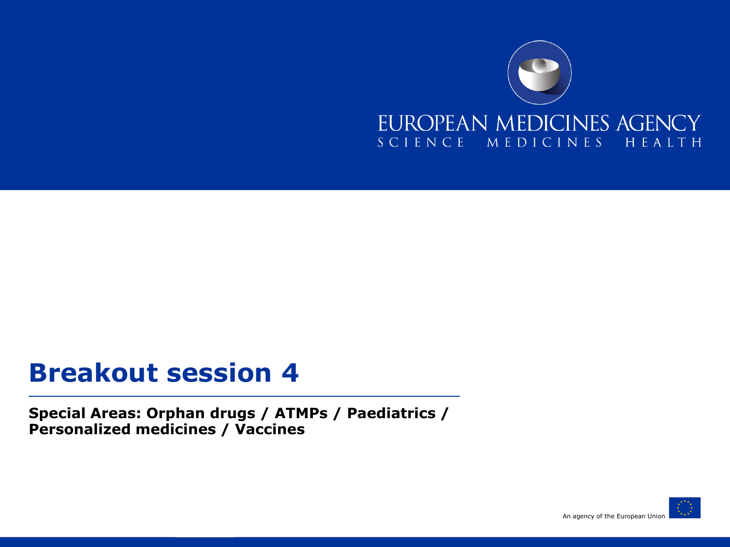EUROPEAN MEDICINES AGENCY
SCIENCE MEDICINES HEALTH

# Breakout session 4

**Special Areas: Orphan drugs / ATMPs / Paediatrics / Personalized medicines / Vaccines**

An agency of the European Union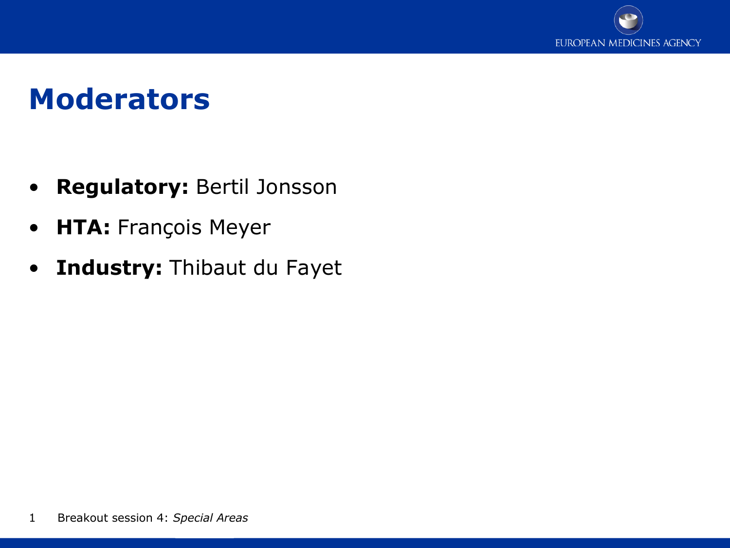# Moderators

- **Regulatory:** Bertil Jonsson
- **HTA:** François Meyer
- **Industry:** Thibaut du Fayet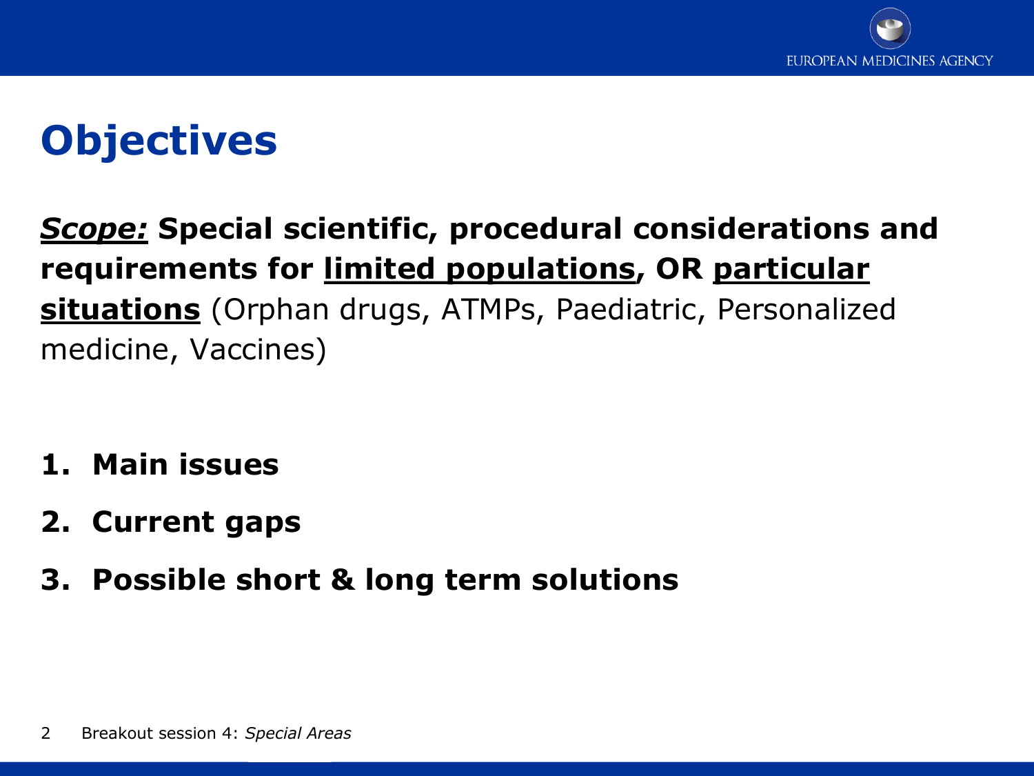# Objectives

***Scope:*** **Special scientific, procedural considerations and requirements for <u>limited populations</u>, OR <u>particular situations</u>** (Orphan drugs, ATMPs, Paediatric, Personalized medicine, Vaccines)

1. **Main issues**
2. **Current gaps**
3. **Possible short & long term solutions**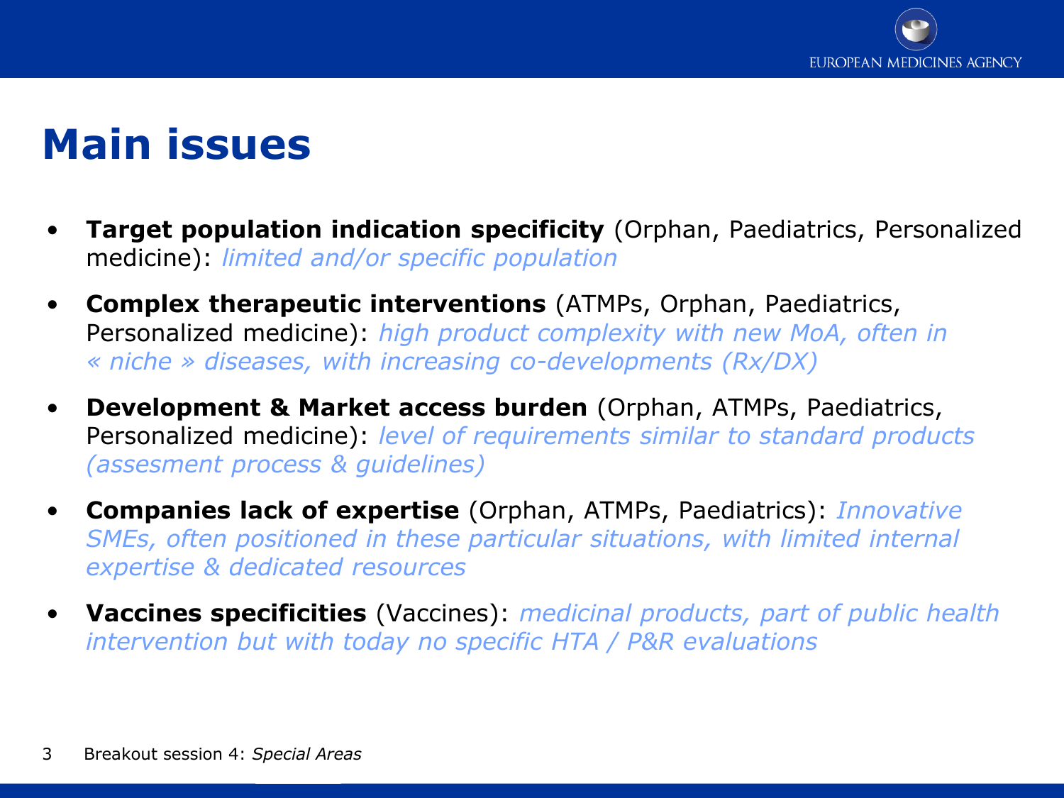# Main issues

- **Target population indication specificity** (Orphan, Paediatrics, Personalized medicine): *limited and/or specific population*
- **Complex therapeutic interventions** (ATMPs, Orphan, Paediatrics, Personalized medicine): *high product complexity with new MoA, often in « niche » diseases, with increasing co-developments (Rx/DX)*
- **Development & Market access burden** (Orphan, ATMPs, Paediatrics, Personalized medicine): *level of requirements similar to standard products (assesment process & guidelines)*
- **Companies lack of expertise** (Orphan, ATMPs, Paediatrics): *Innovative SMEs, often positioned in these particular situations, with limited internal expertise & dedicated resources*
- **Vaccines specificities** (Vaccines): *medicinal products, part of public health intervention but with today no specific HTA / P&R evaluations*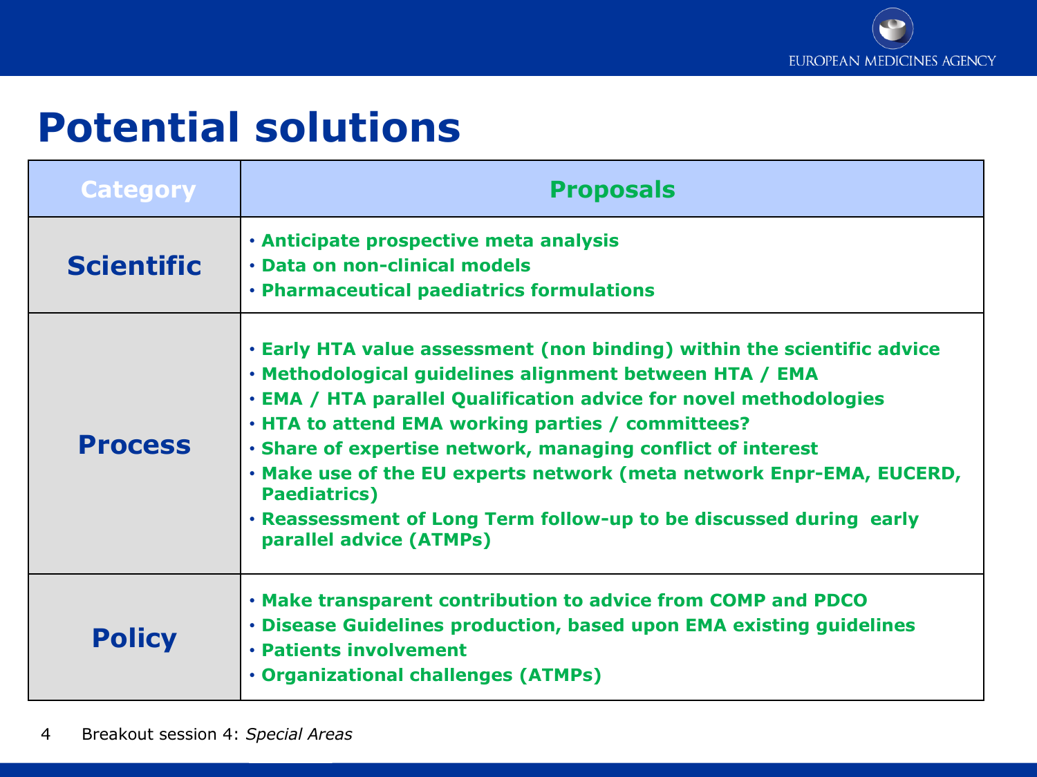# Potential solutions

| Category | Proposals |
|---|---|
| **Scientific** | • Anticipate prospective meta analysis<br>• Data on non-clinical models<br>• Pharmaceutical paediatrics formulations |
| **Process** | • Early HTA value assessment (non binding) within the scientific advice<br>• Methodological guidelines alignment between HTA / EMA<br>• EMA / HTA parallel Qualification advice for novel methodologies<br>• HTA to attend EMA working parties / committees?<br>• Share of expertise network, managing conflict of interest<br>• Make use of the EU experts network (meta network Enpr-EMA, EUCERD, Paediatrics)<br>• Reassessment of Long Term follow-up to be discussed during early parallel advice (ATMPs) |
| **Policy** | • Make transparent contribution to advice from COMP and PDCO<br>• Disease Guidelines production, based upon EMA existing guidelines<br>• Patients involvement<br>• Organizational challenges (ATMPs) |

Breakout session 4: *Special Areas*